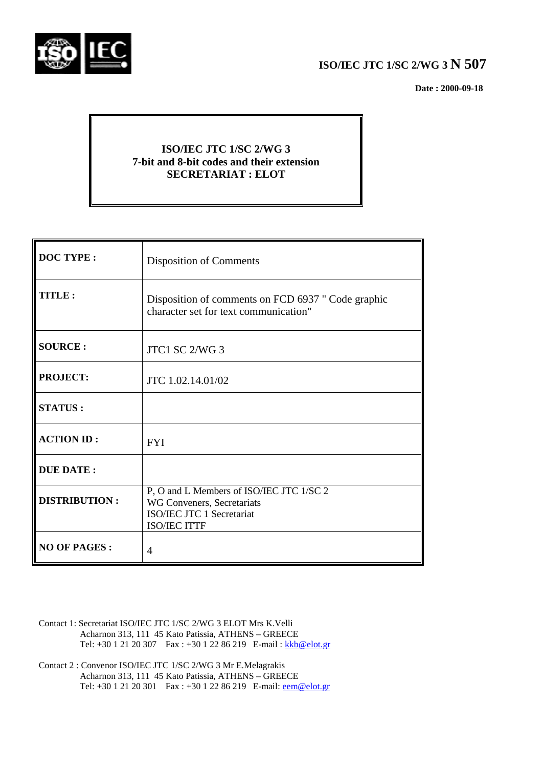**ISO/IEC JTC 1/SC 2/WG 3 N 507**

**Date : 2000-09-18**

**ISO/IEC JTC 1/SC 2/WG 3**
**7-bit and 8-bit codes and their extension**
**SECRETARIAT : ELOT**

| | |
|---|---|
| **DOC TYPE :** | Disposition of Comments |
| **TITLE :** | Disposition of comments on FCD 6937 " Code graphic character set for text communication" |
| **SOURCE :** | JTC1 SC 2/WG 3 |
| **PROJECT:** | JTC 1.02.14.01/02 |
| **STATUS :** | |
| **ACTION ID :** | FYI |
| **DUE DATE :** | |
| **DISTRIBUTION :** | P, O and L Members of ISO/IEC JTC 1/SC 2<br>WG Conveners, Secretariats<br>ISO/IEC JTC 1 Secretariat<br>ISO/IEC ITTF |
| **NO OF PAGES :** | 4 |

Contact 1: Secretariat ISO/IEC JTC 1/SC 2/WG 3 ELOT Mrs K.Velli
Acharnon 313, 111 45 Kato Patissia, ATHENS – GREECE
Tel: +30 1 21 20 307 Fax : +30 1 22 86 219 E-mail : kkb@elot.gr

Contact 2 : Convenor ISO/IEC JTC 1/SC 2/WG 3 Mr E.Melagrakis
Acharnon 313, 111 45 Kato Patissia, ATHENS – GREECE
Tel: +30 1 21 20 301 Fax : +30 1 22 86 219 E-mail: eem@elot.gr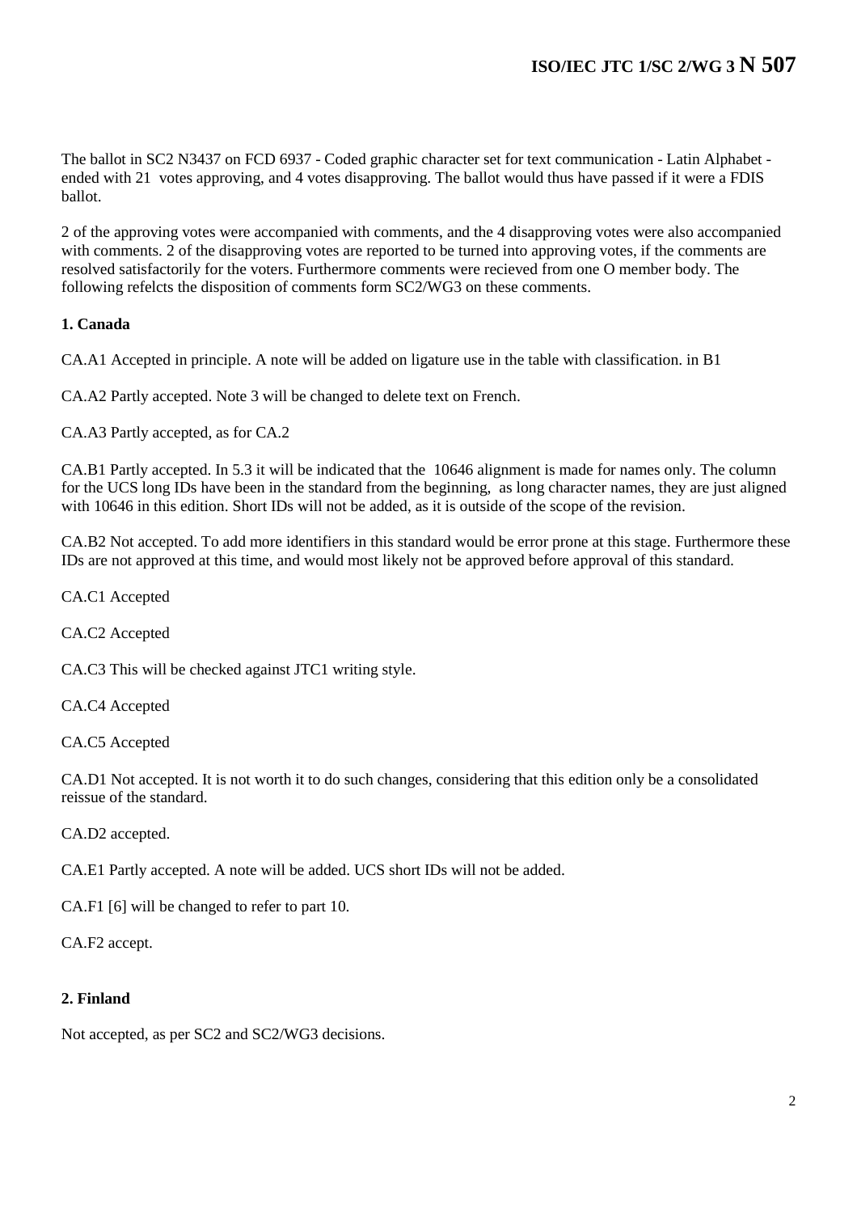The ballot in SC2 N3437 on FCD 6937 - Coded graphic character set for text communication - Latin Alphabet - ended with 21 votes approving, and 4 votes disapproving. The ballot would thus have passed if it were a FDIS ballot.

2 of the approving votes were accompanied with comments, and the 4 disapproving votes were also accompanied with comments. 2 of the disapproving votes are reported to be turned into approving votes, if the comments are resolved satisfactorily for the voters. Furthermore comments were recieved from one O member body. The following refelcts the disposition of comments form SC2/WG3 on these comments.

**1. Canada**

CA.A1 Accepted in principle. A note will be added on ligature use in the table with classification. in B1

CA.A2 Partly accepted. Note 3 will be changed to delete text on French.

CA.A3 Partly accepted, as for CA.2

CA.B1 Partly accepted. In 5.3 it will be indicated that the 10646 alignment is made for names only. The column for the UCS long IDs have been in the standard from the beginning, as long character names, they are just aligned with 10646 in this edition. Short IDs will not be added, as it is outside of the scope of the revision.

CA.B2 Not accepted. To add more identifiers in this standard would be error prone at this stage. Furthermore these IDs are not approved at this time, and would most likely not be approved before approval of this standard.

CA.C1 Accepted

CA.C2 Accepted

CA.C3 This will be checked against JTC1 writing style.

CA.C4 Accepted

CA.C5 Accepted

CA.D1 Not accepted. It is not worth it to do such changes, considering that this edition only be a consolidated reissue of the standard.

CA.D2 accepted.

CA.E1 Partly accepted. A note will be added. UCS short IDs will not be added.

CA.F1 [6] will be changed to refer to part 10.

CA.F2 accept.

**2. Finland**

Not accepted, as per SC2 and SC2/WG3 decisions.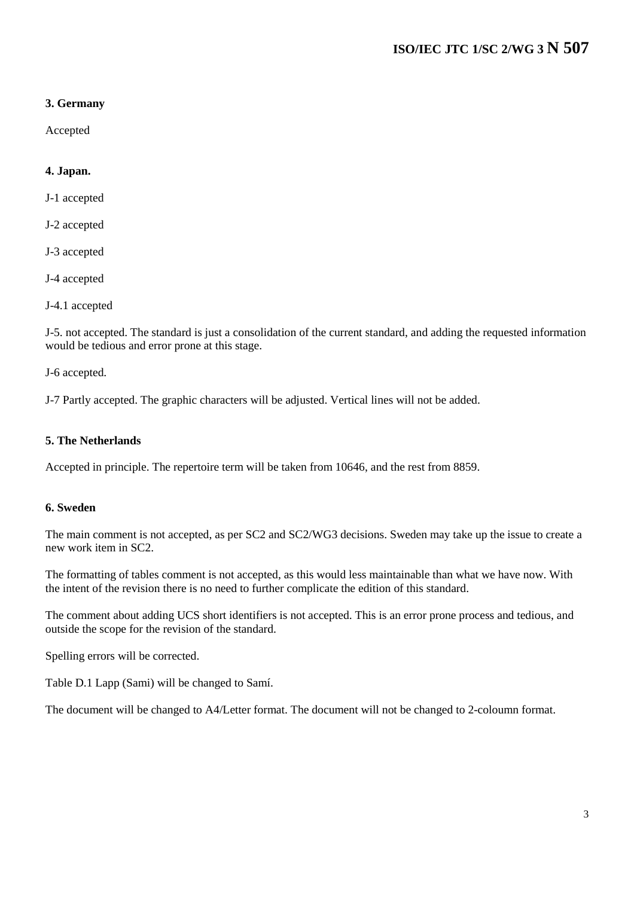### 3. Germany

Accepted

### 4. Japan.

J-1 accepted

J-2 accepted

J-3 accepted

J-4 accepted

J-4.1 accepted

J-5. not accepted. The standard is just a consolidation of the current standard, and adding the requested information would be tedious and error prone at this stage.

J-6 accepted.

J-7 Partly accepted. The graphic characters will be adjusted. Vertical lines will not be added.

### 5. The Netherlands

Accepted in principle. The repertoire term will be taken from 10646, and the rest from 8859.

### 6. Sweden

The main comment is not accepted, as per SC2 and SC2/WG3 decisions. Sweden may take up the issue to create a new work item in SC2.

The formatting of tables comment is not accepted, as this would less maintainable than what we have now. With the intent of the revision there is no need to further complicate the edition of this standard.

The comment about adding UCS short identifiers is not accepted. This is an error prone process and tedious, and outside the scope for the revision of the standard.

Spelling errors will be corrected.

Table D.1 Lapp (Sami) will be changed to Samí.

The document will be changed to A4/Letter format. The document will not be changed to 2-coloumn format.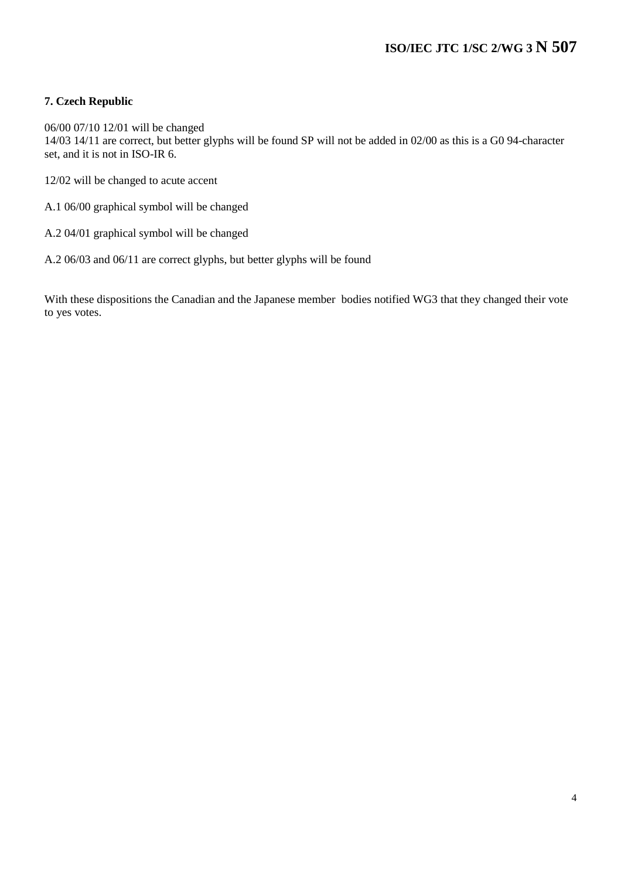**7. Czech Republic**

06/00 07/10 12/01 will be changed
14/03 14/11 are correct, but better glyphs will be found SP will not be added in 02/00 as this is a G0 94-character set, and it is not in ISO-IR 6.

12/02 will be changed to acute accent

A.1 06/00 graphical symbol will be changed

A.2 04/01 graphical symbol will be changed

A.2 06/03 and 06/11 are correct glyphs, but better glyphs will be found

With these dispositions the Canadian and the Japanese member bodies notified WG3 that they changed their vote to yes votes.